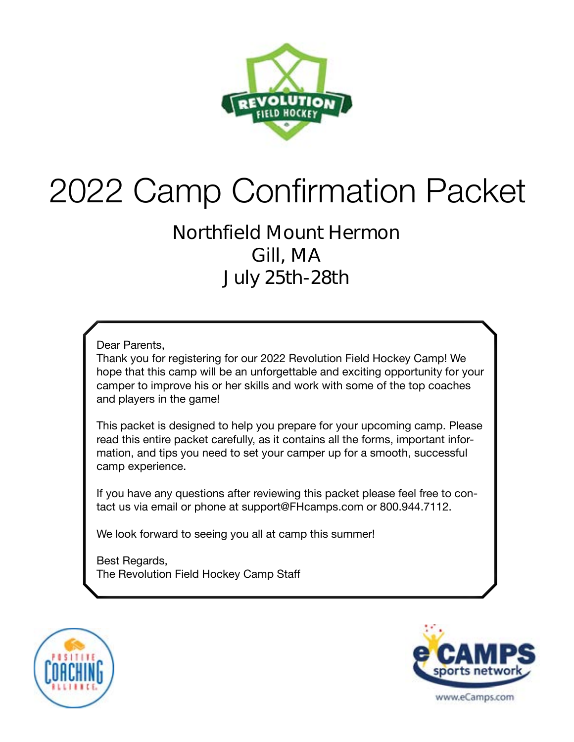# 2022 Camp Confirmation Packet

## Northfield Mount Hermon
## Gill, MA
## July 25th-28th

Dear Parents,
Thank you for registering for our 2022 Revolution Field Hockey Camp! We hope that this camp will be an unforgettable and exciting opportunity for your camper to improve his or her skills and work with some of the top coaches and players in the game!

This packet is designed to help you prepare for your upcoming camp. Please read this entire packet carefully, as it contains all the forms, important information, and tips you need to set your camper up for a smooth, successful camp experience.

If you have any questions after reviewing this packet please feel free to contact us via email or phone at support@FHcamps.com or 800.944.7112.

We look forward to seeing you all at camp this summer!

Best Regards,
The Revolution Field Hockey Camp Staff

www.eCamps.com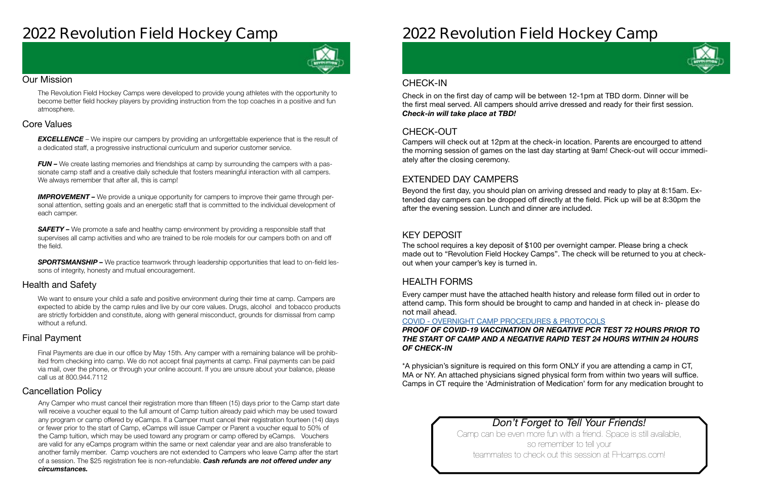# 2022 Revolution Field Hockey Camp

## Our Mission

The Revolution Field Hockey Camps were developed to provide young athletes with the opportunity to become better field hockey players by providing instruction from the top coaches in a positive and fun atmosphere.

## Core Values

***EXCELLENCE*** – We inspire our campers by providing an unforgettable experience that is the result of a dedicated staff, a progressive instructional curriculum and superior customer service.

***FUN –*** We create lasting memories and friendships at camp by surrounding the campers with a passionate camp staff and a creative daily schedule that fosters meaningful interaction with all campers. We always remember that after all, this is camp!

***IMPROVEMENT –*** We provide a unique opportunity for campers to improve their game through personal attention, setting goals and an energetic staff that is committed to the individual development of each camper.

***SAFETY –*** We promote a safe and healthy camp environment by providing a responsible staff that supervises all camp activities and who are trained to be role models for our campers both on and off the field.

***SPORTSMANSHIP –*** We practice teamwork through leadership opportunities that lead to on-field lessons of integrity, honesty and mutual encouragement.

## Health and Safety

We want to ensure your child a safe and positive environment during their time at camp. Campers are expected to abide by the camp rules and live by our core values. Drugs, alcohol and tobacco products are strictly forbidden and constitute, along with general misconduct, grounds for dismissal from camp without a refund.

## Final Payment

Final Payments are due in our office by May 15th. Any camper with a remaining balance will be prohibited from checking into camp. We do not accept final payments at camp. Final payments can be paid via mail, over the phone, or through your online account. If you are unsure about your balance, please call us at 800.944.7112

## Cancellation Policy

Any Camper who must cancel their registration more than fifteen (15) days prior to the Camp start date will receive a voucher equal to the full amount of Camp tuition already paid which may be used toward any program or camp offered by eCamps. If a Camper must cancel their registration fourteen (14) days or fewer prior to the start of Camp, eCamps will issue Camper or Parent a voucher equal to 50% of the Camp tuition, which may be used toward any program or camp offered by eCamps. Vouchers are valid for any eCamps program within the same or next calendar year and are also transferable to another family member. Camp vouchers are not extended to Campers who leave Camp after the start of a session. The $25 registration fee is non-refundable. ***Cash refunds are not offered under any circumstances.***

# 2022 Revolution Field Hockey Camp

## CHECK-IN

Check in on the first day of camp will be between 12-1pm at TBD dorm. Dinner will be the first meal served. All campers should arrive dressed and ready for their first session. ***Check-in will take place at TBD!***

## CHECK-OUT

Campers will check out at 12pm at the check-in location. Parents are encourged to attend the morning session of games on the last day starting at 9am! Check-out will occur immediately after the closing ceremony.

## EXTENDED DAY CAMPERS

Beyond the first day, you should plan on arriving dressed and ready to play at 8:15am. Extended day campers can be dropped off directly at the field. Pick up will be at 8:30pm the after the evening session. Lunch and dinner are included.

## KEY DEPOSIT

The school requires a key deposit of $100 per overnight camper. Please bring a check made out to "Revolution Field Hockey Camps". The check will be returned to you at check-out when your camper's key is turned in.

## HEALTH FORMS

Every camper must have the attached health history and release form filled out in order to attend camp. This form should be brought to camp and handed in at check in- please do not mail ahead.

COVID - OVERNIGHT CAMP PROCEDURES & PROTOCOLS

***PROOF OF COVID-19 VACCINATION OR NEGATIVE PCR TEST 72 HOURS PRIOR TO THE START OF CAMP AND A NEGATIVE RAPID TEST 24 HOURS WITHIN 24 HOURS OF CHECK-IN***

*A physician's signiture is required on this form ONLY if you are attending a camp in CT, MA or NY. An attached physicians signed physical form from within two years will suffice. Camps in CT require the 'Administration of Medication' form for any medication brought to

### *Don't Forget to Tell Your Friends!*

Camp can be even more fun with a friend. Space is still available, so remember to tell your teammates to check out this session at FHcamps.com!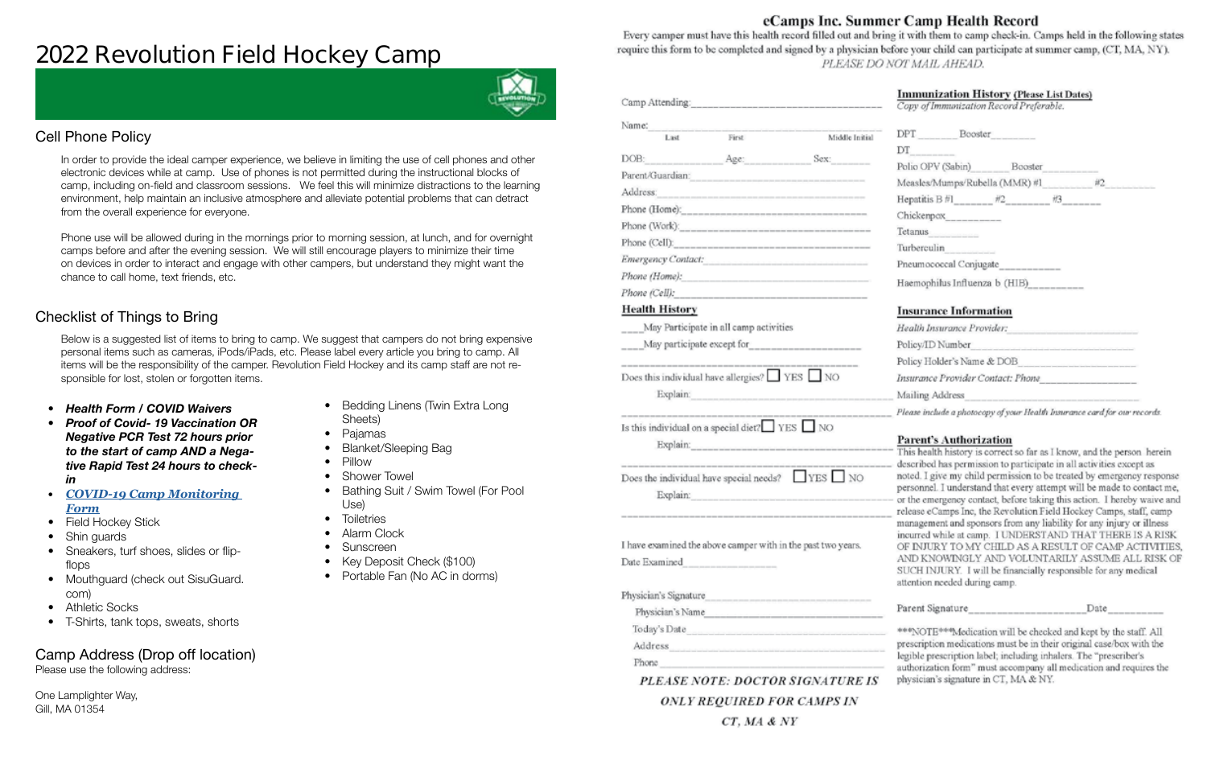# 2022 Revolution Field Hockey Camp

## Cell Phone Policy

In order to provide the ideal camper experience, we believe in limiting the use of cell phones and other electronic devices while at camp. Use of phones is not permitted during the instructional blocks of camp, including on-field and classroom sessions. We feel this will minimize distractions to the learning environment, help maintain an inclusive atmosphere and alleviate potential problems that can detract from the overall experience for everyone.

Phone use will be allowed during in the mornings prior to morning session, at lunch, and for overnight camps before and after the evening session. We will still encourage players to minimize their time on devices in order to interact and engage with other campers, but understand they might want the chance to call home, text friends, etc.

## Checklist of Things to Bring

Below is a suggested list of items to bring to camp. We suggest that campers do not bring expensive personal items such as cameras, iPods/iPads, etc. Please label every article you bring to camp. All items will be the responsibility of the camper. Revolution Field Hockey and its camp staff are not responsible for lost, stolen or forgotten items.

- ***Health Form / COVID Waivers***
- ***Proof of Covid- 19 Vaccination OR Negative PCR Test 72 hours prior to the start of camp AND a Negative Rapid Test 24 hours to check-in***
- ***COVID-19 Camp Monitoring Form***
- Field Hockey Stick
- Shin guards
- Sneakers, turf shoes, slides or flip-flops
- Mouthguard (check out SisuGuard.com)
- Athletic Socks
- T-Shirts, tank tops, sweats, shorts
- Bedding Linens (Twin Extra Long Sheets)
- Pajamas
- Blanket/Sleeping Bag
- Pillow
- Shower Towel
- Bathing Suit / Swim Towel (For Pool Use)
- Toiletries
- Alarm Clock
- Sunscreen
- Key Deposit Check ($100)
- Portable Fan (No AC in dorms)

## Camp Address (Drop off location)

Please use the following address:

One Lamplighter Way,
Gill, MA 01354

# eCamps Inc. Summer Camp Health Record

Every camper must have this health record filled out and bring it with them to camp check-in. Camps held in the following states require this form to be completed and signed by a physician before your child can participate at summer camp, (CT, MA, NY).

*PLEASE DO NOT MAIL AHEAD.*

Camp Attending:_______________________________

Name:_______________________________
Last First Middle Initial

DOB:__________ Age:__________ Sex:__________

Parent/Guardian:_______________________________

Address:_______________________________

Phone (Home):_______________________________

Phone (Work):_______________________________

Phone (Cell):_______________________________

*Emergency Contact:*_______________________________

*Phone (Home):*_______________________________

*Phone (Cell):*_______________________________

**Health History**

____May Participate in all camp activities

____May participate except for_______________________________

_______________________________

Does this individual have allergies? ☐ YES ☐ NO

Explain:_______________________________

_______________________________

Is this individual on a special diet? ☐ YES ☐ NO

Explain:_______________________________

_______________________________

Does the individual have special needs? ☐ YES ☐ NO

Explain:_______________________________

_______________________________

I have examined the above camper with in the past two years.

Date Examined_______________

Physician's Signature_______________________________

Physician's Name_______________________________

Today's Date_______________________________

Address_______________________________

Phone_______________________________

***PLEASE NOTE: DOCTOR SIGNATURE IS ONLY REQUIRED FOR CAMPS IN CT, MA & NY***

**Immunization History (Please List Dates)**
*Copy of Immunization Record Preferable.*

DPT________ Booster________

DT________

Polio OPV (Sabin)________ Booster________

Measles/Mumps/Rubella (MMR) #1________ #2________

Hepatitis B #1________ #2________ #3________

Chickenpox__________

Tetanus__________

Turberculin__________

Pneumococcal Conjugate__________

Haemophilus Influenza b (HIB)__________

**Insurance Information**

*Health Insurance Provider:*_______________________________

Policy/ID Number_______________________________

Policy Holder's Name & DOB_______________________________

*Insurance Provider Contact: Phone*_______________________________

Mailing Address_______________________________

*Please include a photocopy of your Health Insurance card for our records.*

**Parent's Authorization**

This health history is correct so far as I know, and the person herein described has permission to participate in all activities except as noted. I give my child permission to be treated by emergency response personnel. I understand that every attempt will be made to contact me, or the emergency contact, before taking this action. I hereby waive and release eCamps Inc, the Revolution Field Hockey Camps, staff, camp management and sponsors from any liability for any injury or illness incurred while at camp. I UNDERSTAND THAT THERE IS A RISK OF INJURY TO MY CHILD AS A RESULT OF CAMP ACTIVITIES, AND KNOWINGLY AND VOLUNTARILY ASSUME ALL RISK OF SUCH INJURY. I will be financially responsible for any medical attention needed during camp.

Parent Signature_______________________ Date__________

\*\*\*NOTE\*\*\*Medication will be checked and kept by the staff. All prescription medications must be in their original case/box with the legible prescription label; including inhalers. The "prescriber's authorization form" must accompany all medication and requires the physician's signature in CT, MA & NY.